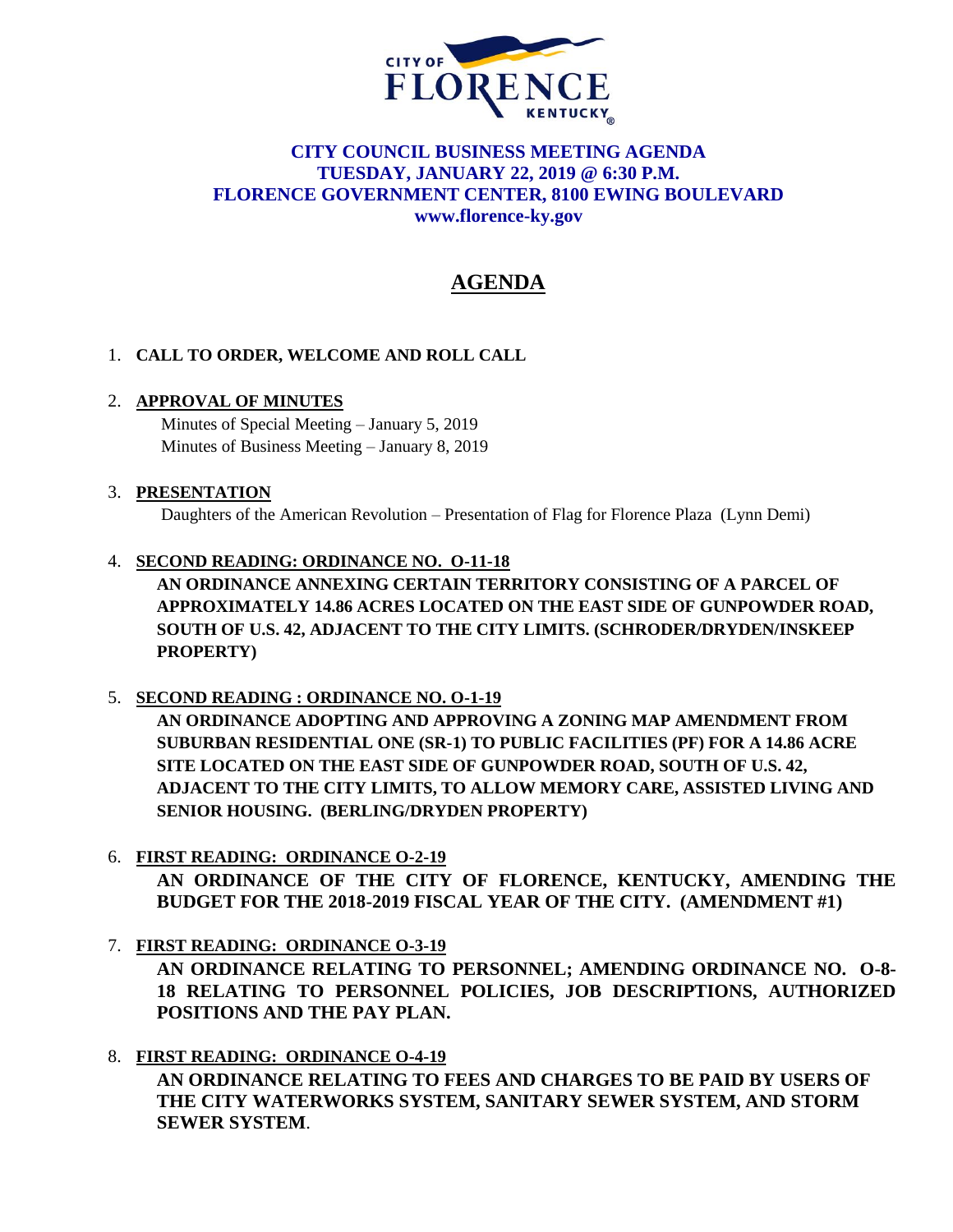CITY OF FLORENCE KENTUCKY

**CITY COUNCIL BUSINESS MEETING AGENDA**
**TUESDAY, JANUARY 22, 2019 @ 6:30 P.M.**
**FLORENCE GOVERNMENT CENTER, 8100 EWING BOULEVARD**
**www.florence-ky.gov**

# AGENDA

1. **CALL TO ORDER, WELCOME AND ROLL CALL**

2. **APPROVAL OF MINUTES**
   Minutes of Special Meeting – January 5, 2019
   Minutes of Business Meeting – January 8, 2019

3. **PRESENTATION**
   Daughters of the American Revolution – Presentation of Flag for Florence Plaza (Lynn Demi)

4. **SECOND READING: ORDINANCE NO. O-11-18**
   **AN ORDINANCE ANNEXING CERTAIN TERRITORY CONSISTING OF A PARCEL OF APPROXIMATELY 14.86 ACRES LOCATED ON THE EAST SIDE OF GUNPOWDER ROAD, SOUTH OF U.S. 42, ADJACENT TO THE CITY LIMITS. (SCHRODER/DRYDEN/INSKEEP PROPERTY)**

5. **SECOND READING : ORDINANCE NO. O-1-19**
   **AN ORDINANCE ADOPTING AND APPROVING A ZONING MAP AMENDMENT FROM SUBURBAN RESIDENTIAL ONE (SR-1) TO PUBLIC FACILITIES (PF) FOR A 14.86 ACRE SITE LOCATED ON THE EAST SIDE OF GUNPOWDER ROAD, SOUTH OF U.S. 42, ADJACENT TO THE CITY LIMITS, TO ALLOW MEMORY CARE, ASSISTED LIVING AND SENIOR HOUSING. (BERLING/DRYDEN PROPERTY)**

6. **FIRST READING: ORDINANCE O-2-19**
   **AN ORDINANCE OF THE CITY OF FLORENCE, KENTUCKY, AMENDING THE BUDGET FOR THE 2018-2019 FISCAL YEAR OF THE CITY. (AMENDMENT #1)**

7. **FIRST READING: ORDINANCE O-3-19**
   **AN ORDINANCE RELATING TO PERSONNEL; AMENDING ORDINANCE NO. O-8-18 RELATING TO PERSONNEL POLICIES, JOB DESCRIPTIONS, AUTHORIZED POSITIONS AND THE PAY PLAN.**

8. **FIRST READING: ORDINANCE O-4-19**
   **AN ORDINANCE RELATING TO FEES AND CHARGES TO BE PAID BY USERS OF THE CITY WATERWORKS SYSTEM, SANITARY SEWER SYSTEM, AND STORM SEWER SYSTEM**.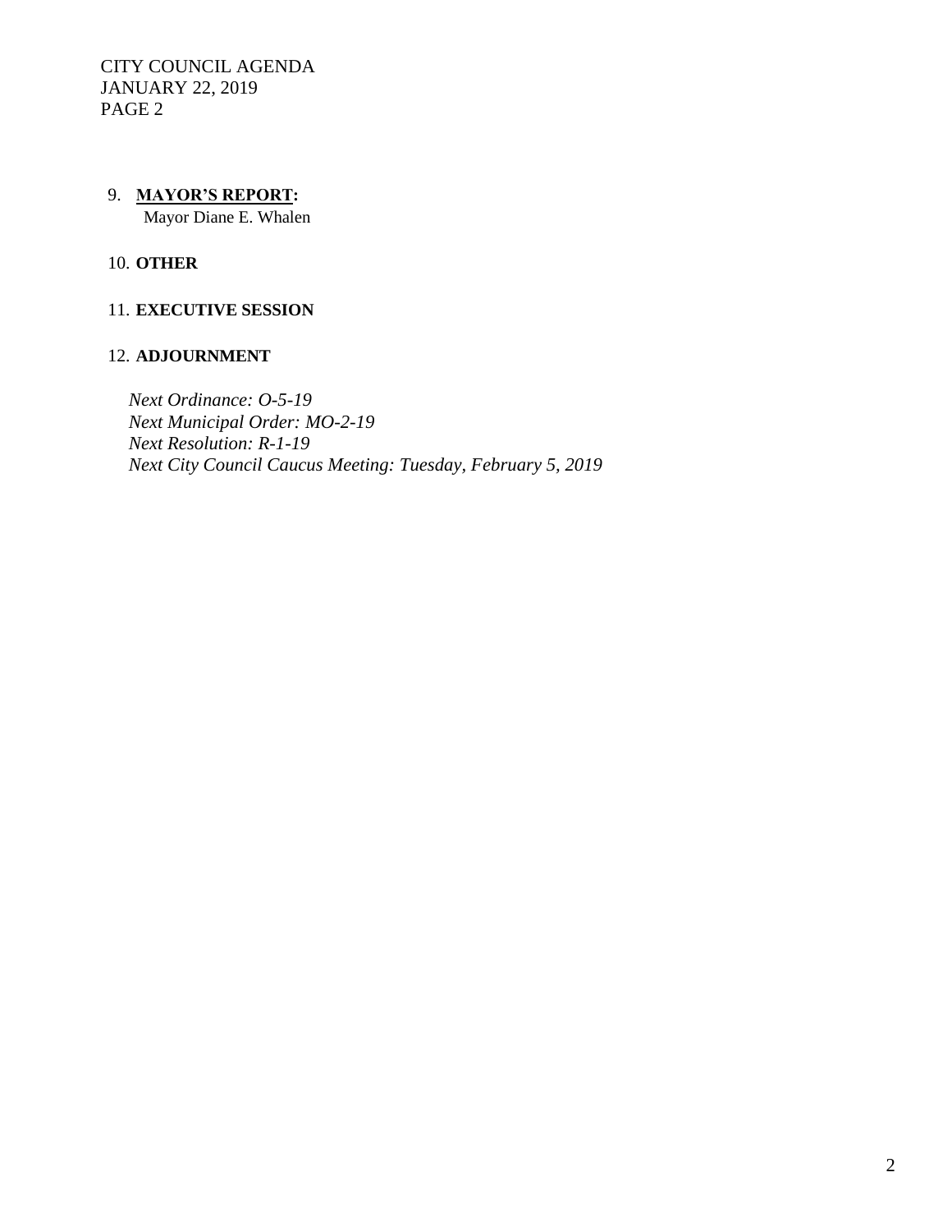9. **MAYOR'S REPORT:**
   Mayor Diane E. Whalen

10. **OTHER**

11. **EXECUTIVE SESSION**

12. **ADJOURNMENT**

*Next Ordinance: O-5-19*
*Next Municipal Order: MO-2-19*
*Next Resolution: R-1-19*
*Next City Council Caucus Meeting: Tuesday, February 5, 2019*